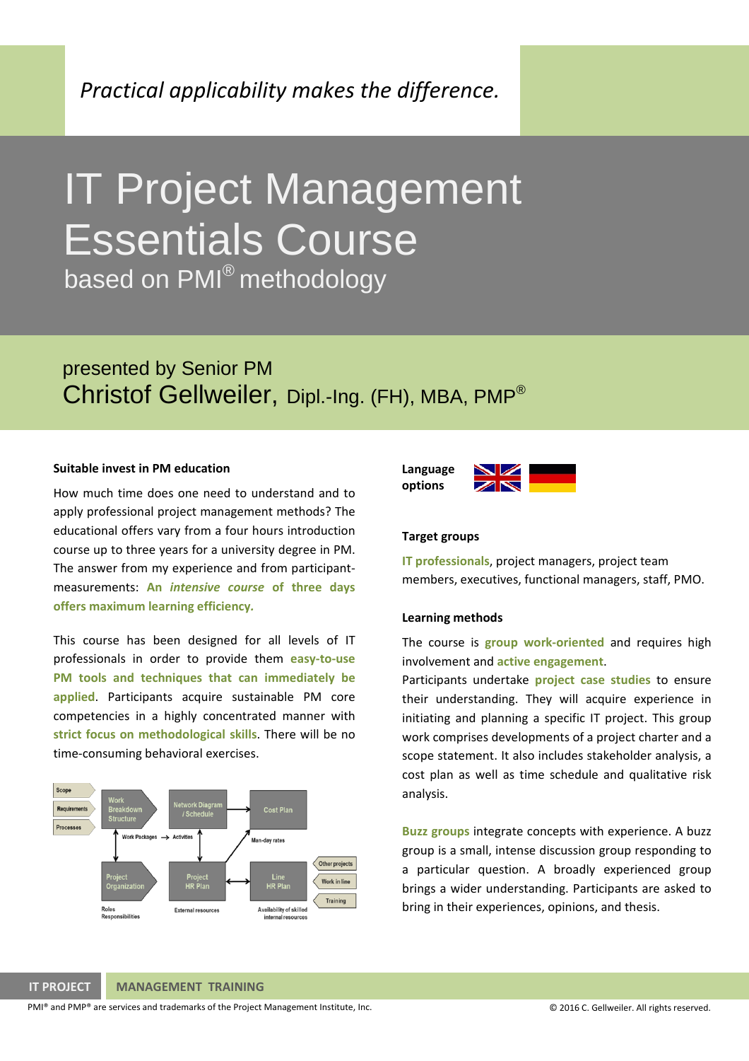*Practical applicability makes the difference.*

# IT Project Management Essentials Course

based on PMI® methodology

presented by Senior PM

## Christof Gellweiler, Dipl.-Ing. (FH), MBA, PMP®

**Suitable invest in PM education**

How much time does one need to understand and to apply professional project management methods? The educational offers vary from a four hours introduction course up to three years for a university degree in PM. The answer from my experience and from participant-measurements: **An *intensive course* of three days offers maximum learning efficiency.**

This course has been designed for all levels of IT professionals in order to provide them **easy-to-use PM tools and techniques that can immediately be applied**. Participants acquire sustainable PM core competencies in a highly concentrated manner with **strict focus on methodological skills**. There will be no time-consuming behavioral exercises.

Scope
Requirements
Processes
Work Breakdown Structure
Network Diagram / Schedule
Cost Plan
Work Packages → Activities
Man-day rates
Project Organization
Project HR Plan
Line HR Plan
Other projects
Work in line
Training
Roles Responsibilities
External resources
Availability of skilled internal resources

**Language options**

**Target groups**

**IT professionals**, project managers, project team members, executives, functional managers, staff, PMO.

**Learning methods**

The course is **group work-oriented** and requires high involvement and **active engagement**.

Participants undertake **project case studies** to ensure their understanding. They will acquire experience in initiating and planning a specific IT project. This group work comprises developments of a project charter and a scope statement. It also includes stakeholder analysis, a cost plan as well as time schedule and qualitative risk analysis.

**Buzz groups** integrate concepts with experience. A buzz group is a small, intense discussion group responding to a particular question. A broadly experienced group brings a wider understanding. Participants are asked to bring in their experiences, opinions, and thesis.

IT PROJECT MANAGEMENT TRAINING

PMI® and PMP® are services and trademarks of the Project Management Institute, Inc.

© 2016 C. Gellweiler. All rights reserved.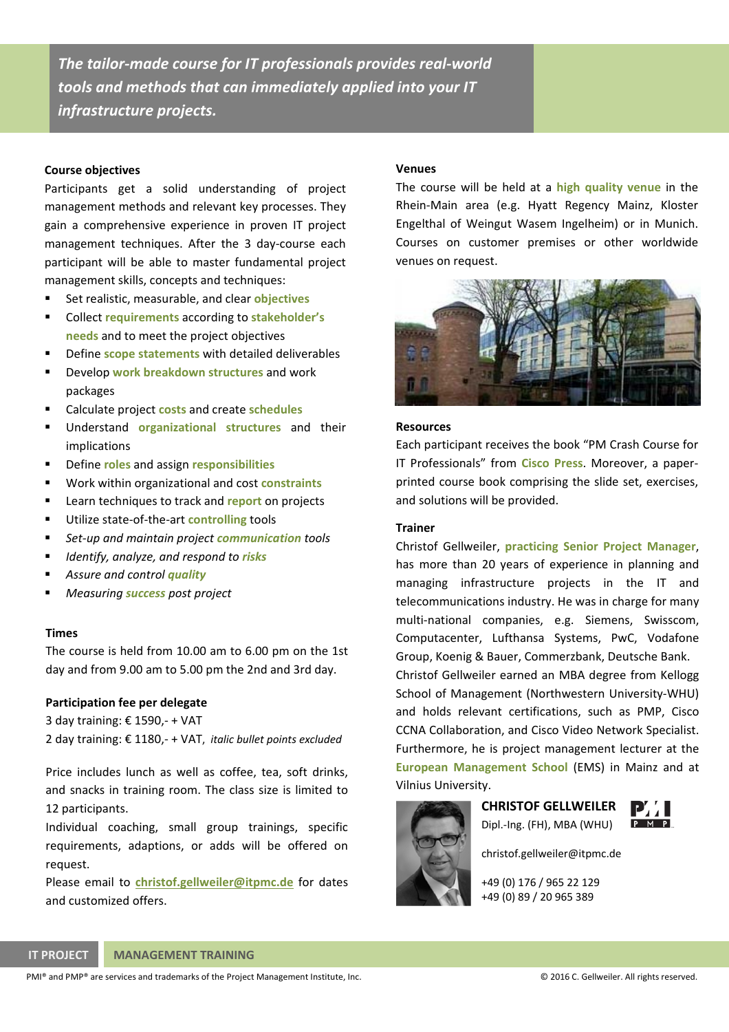*The tailor-made course for IT professionals provides real-world tools and methods that can immediately applied into your IT infrastructure projects.*

**Course objectives**

Participants get a solid understanding of project management methods and relevant key processes. They gain a comprehensive experience in proven IT project management techniques. After the 3 day-course each participant will be able to master fundamental project management skills, concepts and techniques:

- Set realistic, measurable, and clear **objectives**
- Collect **requirements** according to **stakeholder's needs** and to meet the project objectives
- Define **scope statements** with detailed deliverables
- Develop **work breakdown structures** and work packages
- Calculate project **costs** and create **schedules**
- Understand **organizational structures** and their implications
- Define **roles** and assign **responsibilities**
- Work within organizational and cost **constraints**
- Learn techniques to track and **report** on projects
- Utilize state-of-the-art **controlling** tools
- *Set-up and maintain project **communication** tools*
- *Identify, analyze, and respond to **risks***
- *Assure and control **quality***
- *Measuring **success** post project*

**Times**

The course is held from 10.00 am to 6.00 pm on the 1st day and from 9.00 am to 5.00 pm the 2nd and 3rd day.

**Participation fee per delegate**

3 day training: € 1590,- + VAT
2 day training: € 1180,- + VAT, *italic bullet points excluded*

Price includes lunch as well as coffee, tea, soft drinks, and snacks in training room. The class size is limited to 12 participants.

Individual coaching, small group trainings, specific requirements, adaptions, or adds will be offered on request.

Please email to christof.gellweiler@itpmc.de for dates and customized offers.

**Venues**

The course will be held at a **high quality venue** in the Rhein-Main area (e.g. Hyatt Regency Mainz, Kloster Engelthal of Weingut Wasem Ingelheim) or in Munich. Courses on customer premises or other worldwide venues on request.

**Resources**

Each participant receives the book "PM Crash Course for IT Professionals" from **Cisco Press**. Moreover, a paper-printed course book comprising the slide set, exercises, and solutions will be provided.

**Trainer**

Christof Gellweiler, **practicing Senior Project Manager**, has more than 20 years of experience in planning and managing infrastructure projects in the IT and telecommunications industry. He was in charge for many multi-national companies, e.g. Siemens, Swisscom, Computacenter, Lufthansa Systems, PwC, Vodafone Group, Koenig & Bauer, Commerzbank, Deutsche Bank.

Christof Gellweiler earned an MBA degree from Kellogg School of Management (Northwestern University-WHU) and holds relevant certifications, such as PMP, Cisco CCNA Collaboration, and Cisco Video Network Specialist. Furthermore, he is project management lecturer at the **European Management School** (EMS) in Mainz and at Vilnius University.

**CHRISTOF GELLWEILER**
Dipl.-Ing. (FH), MBA (WHU)

christof.gellweiler@itpmc.de

+49 (0) 176 / 965 22 129
+49 (0) 89 / 20 965 389

**IT PROJECT** **MANAGEMENT TRAINING**

PMI® and PMP® are services and trademarks of the Project Management Institute, Inc.

© 2016 C. Gellweiler. All rights reserved.